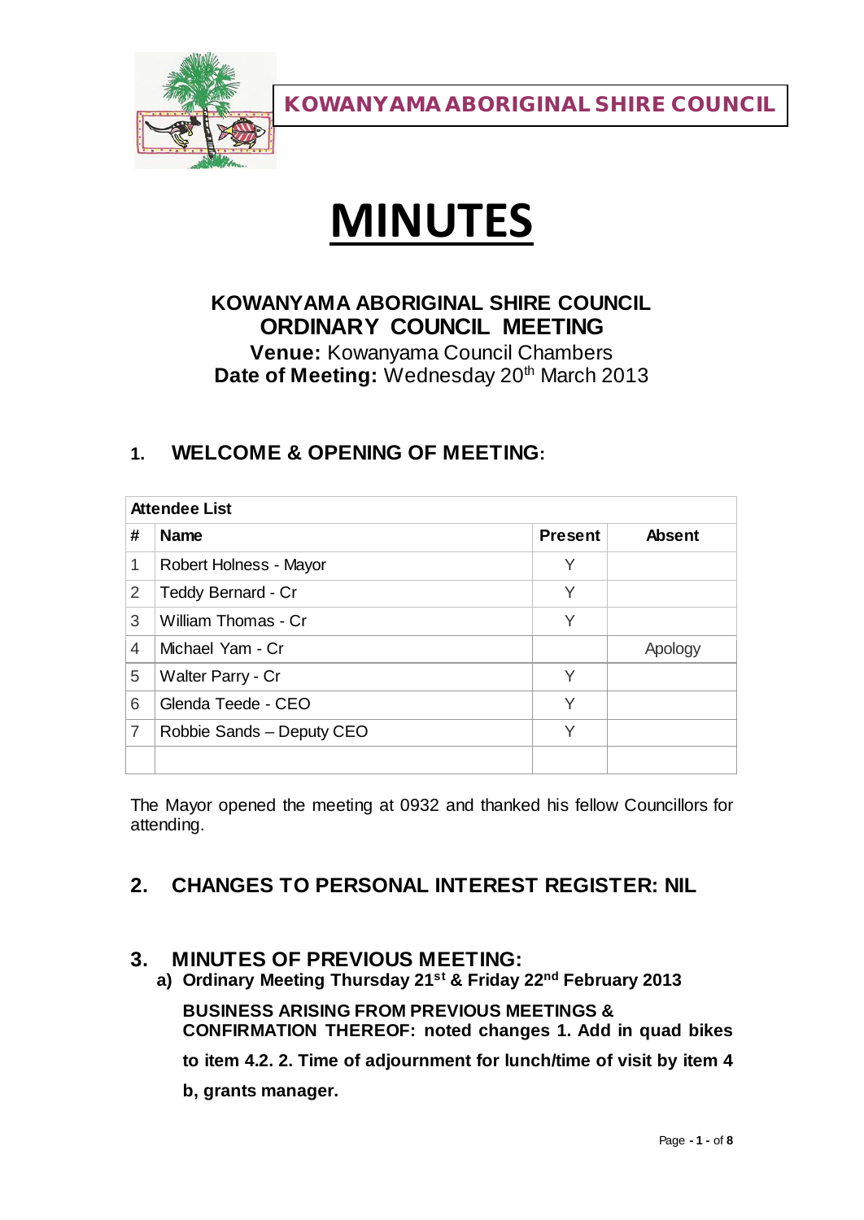**KOWANYAMA ABORIGINAL SHIRE COUNCIL**

# MINUTES

**KOWANYAMA ABORIGINAL SHIRE COUNCIL**
**ORDINARY COUNCIL MEETING**
**Venue:** Kowanyama Council Chambers
**Date of Meeting:** Wednesday 20th March 2013

## 1. WELCOME & OPENING OF MEETING:

| Attendee List | | | |
|---|---|---|---|
| **#** | **Name** | **Present** | **Absent** |
| 1 | Robert Holness - Mayor | Y | |
| 2 | Teddy Bernard - Cr | Y | |
| 3 | William Thomas - Cr | Y | |
| 4 | Michael Yam - Cr | | Apology |
| 5 | Walter Parry - Cr | Y | |
| 6 | Glenda Teede - CEO | Y | |
| 7 | Robbie Sands – Deputy CEO | Y | |
| | | | |

The Mayor opened the meeting at 0932 and thanked his fellow Councillors for attending.

## 2. CHANGES TO PERSONAL INTEREST REGISTER: NIL

## 3. MINUTES OF PREVIOUS MEETING:

**a) Ordinary Meeting Thursday 21st & Friday 22nd February 2013**

**BUSINESS ARISING FROM PREVIOUS MEETINGS & CONFIRMATION THEREOF: noted changes 1. Add in quad bikes to item 4.2. 2. Time of adjournment for lunch/time of visit by item 4 b, grants manager.**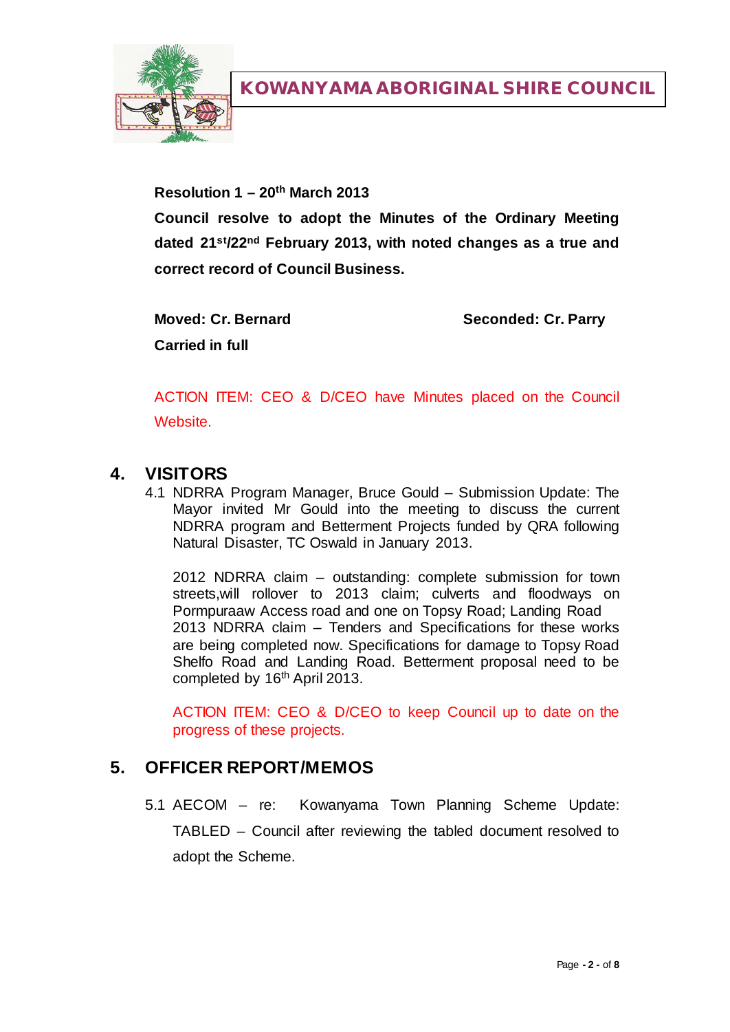**Resolution 1 – 20th March 2013**

**Council resolve to adopt the Minutes of the Ordinary Meeting dated 21st/22nd February 2013, with noted changes as a true and correct record of Council Business.**

**Moved: Cr. Bernard** **Seconded: Cr. Parry**

**Carried in full**

ACTION ITEM: CEO & D/CEO have Minutes placed on the Council Website.

## 4. VISITORS

4.1 NDRRA Program Manager, Bruce Gould – Submission Update: The Mayor invited Mr Gould into the meeting to discuss the current NDRRA program and Betterment Projects funded by QRA following Natural Disaster, TC Oswald in January 2013.

2012 NDRRA claim – outstanding: complete submission for town streets,will rollover to 2013 claim; culverts and floodways on Pormpuraaw Access road and one on Topsy Road; Landing Road
2013 NDRRA claim – Tenders and Specifications for these works are being completed now. Specifications for damage to Topsy Road Shelfo Road and Landing Road. Betterment proposal need to be completed by 16th April 2013.

ACTION ITEM: CEO & D/CEO to keep Council up to date on the progress of these projects.

## 5. OFFICER REPORT/MEMOS

5.1 AECOM – re: Kowanyama Town Planning Scheme Update: TABLED – Council after reviewing the tabled document resolved to adopt the Scheme.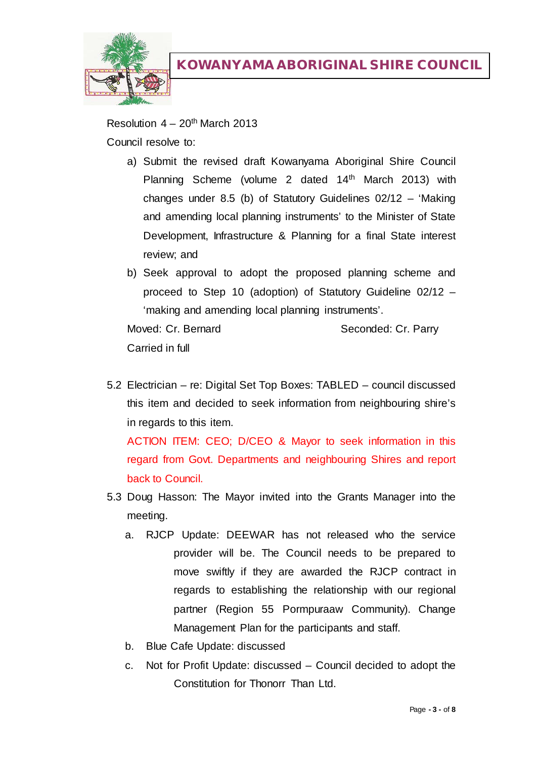Resolution 4 – 20th March 2013

Council resolve to:

a) Submit the revised draft Kowanyama Aboriginal Shire Council Planning Scheme (volume 2 dated 14th March 2013) with changes under 8.5 (b) of Statutory Guidelines 02/12 – 'Making and amending local planning instruments' to the Minister of State Development, Infrastructure & Planning for a final State interest review; and

b) Seek approval to adopt the proposed planning scheme and proceed to Step 10 (adoption) of Statutory Guideline 02/12 – 'making and amending local planning instruments'.

Moved: Cr. Bernard  Seconded: Cr. Parry

Carried in full

5.2 Electrician – re: Digital Set Top Boxes: TABLED – council discussed this item and decided to seek information from neighbouring shire's in regards to this item.

ACTION ITEM: CEO; D/CEO & Mayor to seek information in this regard from Govt. Departments and neighbouring Shires and report back to Council.

5.3 Doug Hasson: The Mayor invited into the Grants Manager into the meeting.

a. RJCP Update: DEEWAR has not released who the service provider will be. The Council needs to be prepared to move swiftly if they are awarded the RJCP contract in regards to establishing the relationship with our regional partner (Region 55 Pormpuraaw Community). Change Management Plan for the participants and staff.

b. Blue Cafe Update: discussed

c. Not for Profit Update: discussed – Council decided to adopt the Constitution for Thonorr Than Ltd.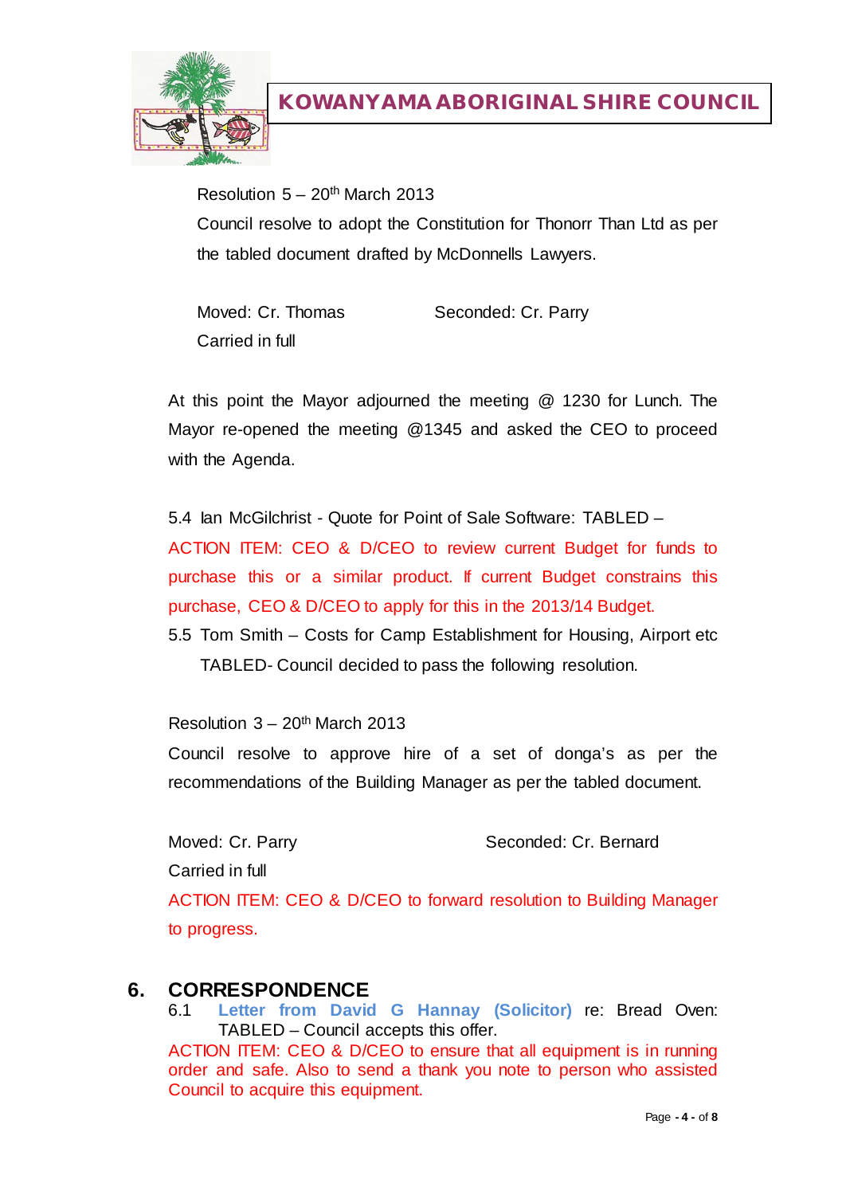Resolution 5 – 20th March 2013

Council resolve to adopt the Constitution for Thonorr Than Ltd as per the tabled document drafted by McDonnells Lawyers.

Moved: Cr. Thomas Seconded: Cr. Parry

Carried in full

At this point the Mayor adjourned the meeting @ 1230 for Lunch. The Mayor re-opened the meeting @1345 and asked the CEO to proceed with the Agenda.

5.4 Ian McGilchrist - Quote for Point of Sale Software: TABLED –

ACTION ITEM: CEO & D/CEO to review current Budget for funds to purchase this or a similar product. If current Budget constrains this purchase, CEO & D/CEO to apply for this in the 2013/14 Budget.

5.5 Tom Smith – Costs for Camp Establishment for Housing, Airport etc TABLED- Council decided to pass the following resolution.

Resolution 3 – 20th March 2013

Council resolve to approve hire of a set of donga's as per the recommendations of the Building Manager as per the tabled document.

Moved: Cr. Parry Seconded: Cr. Bernard

Carried in full

ACTION ITEM: CEO & D/CEO to forward resolution to Building Manager to progress.

## 6. CORRESPONDENCE

6.1 **Letter from David G Hannay (Solicitor)** re: Bread Oven: TABLED – Council accepts this offer.

ACTION ITEM: CEO & D/CEO to ensure that all equipment is in running order and safe. Also to send a thank you note to person who assisted Council to acquire this equipment.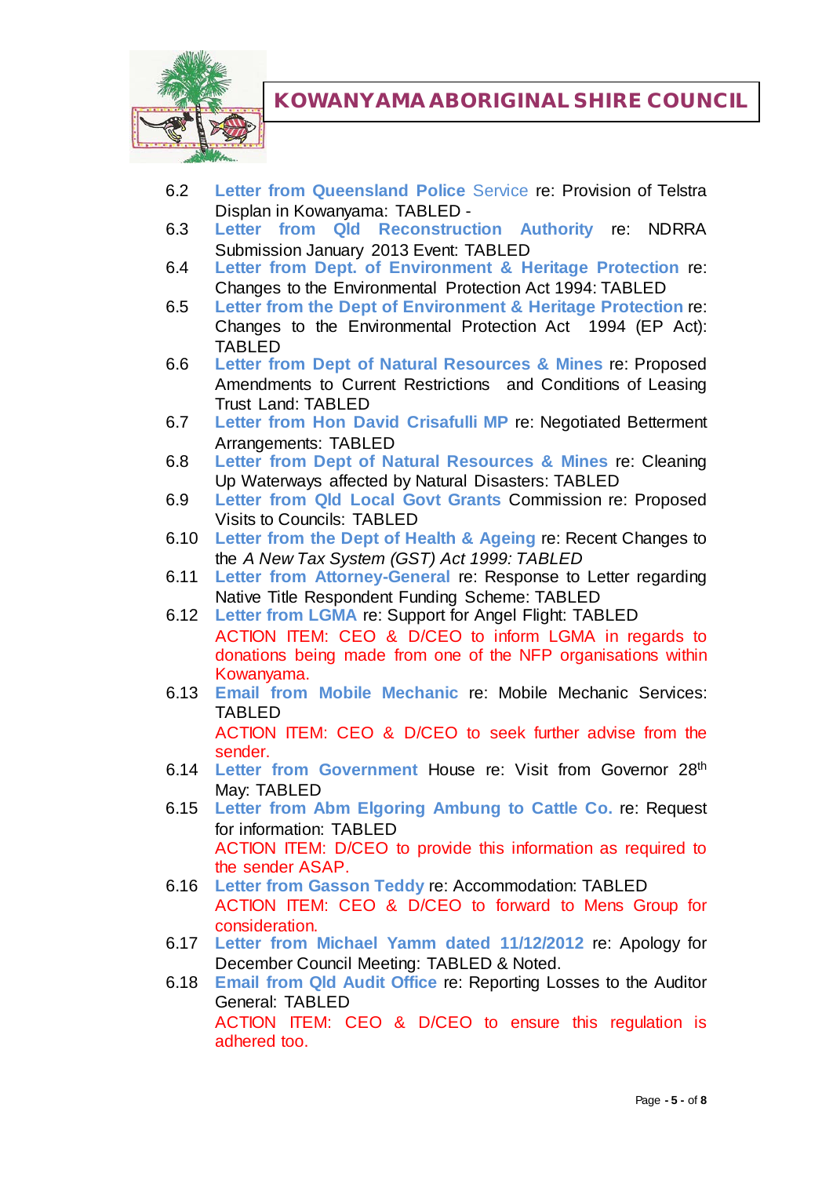6.2 **Letter from Queensland Police** Service re: Provision of Telstra Displan in Kowanyama: TABLED -

6.3 **Letter from Qld Reconstruction Authority** re: NDRRA Submission January 2013 Event: TABLED

6.4 **Letter from Dept. of Environment & Heritage Protection** re: Changes to the Environmental Protection Act 1994: TABLED

6.5 **Letter from the Dept of Environment & Heritage Protection** re: Changes to the Environmental Protection Act 1994 (EP Act): TABLED

6.6 **Letter from Dept of Natural Resources & Mines** re: Proposed Amendments to Current Restrictions and Conditions of Leasing Trust Land: TABLED

6.7 **Letter from Hon David Crisafulli MP** re: Negotiated Betterment Arrangements: TABLED

6.8 **Letter from Dept of Natural Resources & Mines** re: Cleaning Up Waterways affected by Natural Disasters: TABLED

6.9 **Letter from Qld Local Govt Grants** Commission re: Proposed Visits to Councils: TABLED

6.10 **Letter from the Dept of Health & Ageing** re: Recent Changes to the *A New Tax System (GST) Act 1999: TABLED*

6.11 **Letter from Attorney-General** re: Response to Letter regarding Native Title Respondent Funding Scheme: TABLED

6.12 **Letter from LGMA** re: Support for Angel Flight: TABLED
ACTION ITEM: CEO & D/CEO to inform LGMA in regards to donations being made from one of the NFP organisations within Kowanyama.

6.13 **Email from Mobile Mechanic** re: Mobile Mechanic Services: TABLED
ACTION ITEM: CEO & D/CEO to seek further advise from the sender.

6.14 **Letter from Government** House re: Visit from Governor 28th May: TABLED

6.15 **Letter from Abm Elgoring Ambung to Cattle Co.** re: Request for information: TABLED
ACTION ITEM: D/CEO to provide this information as required to the sender ASAP.

6.16 **Letter from Gasson Teddy** re: Accommodation: TABLED
ACTION ITEM: CEO & D/CEO to forward to Mens Group for consideration.

6.17 **Letter from Michael Yamm dated 11/12/2012** re: Apology for December Council Meeting: TABLED & Noted.

6.18 **Email from Qld Audit Office** re: Reporting Losses to the Auditor General: TABLED
ACTION ITEM: CEO & D/CEO to ensure this regulation is adhered too.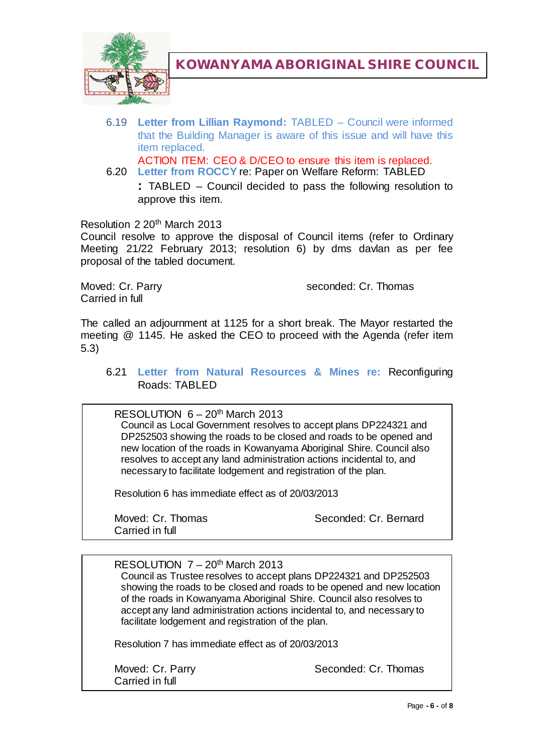6.19 **Letter from Lillian Raymond:** TABLED – Council were informed that the Building Manager is aware of this issue and will have this item replaced.

ACTION ITEM: CEO & D/CEO to ensure this item is replaced.

6.20 **Letter from ROCCY** re: Paper on Welfare Reform: TABLED

**:** TABLED – Council decided to pass the following resolution to approve this item.

Resolution 2 20th March 2013
Council resolve to approve the disposal of Council items (refer to Ordinary Meeting 21/22 February 2013; resolution 6) by dms davlan as per fee proposal of the tabled document.

Moved: Cr. Parry seconded: Cr. Thomas
Carried in full

The called an adjournment at 1125 for a short break. The Mayor restarted the meeting @ 1145. He asked the CEO to proceed with the Agenda (refer item 5.3)

6.21 **Letter from Natural Resources & Mines re:** Reconfiguring Roads: TABLED

RESOLUTION 6 – 20th March 2013
Council as Local Government resolves to accept plans DP224321 and DP252503 showing the roads to be closed and roads to be opened and new location of the roads in Kowanyama Aboriginal Shire. Council also resolves to accept any land administration actions incidental to, and necessary to facilitate lodgement and registration of the plan.

Resolution 6 has immediate effect as of 20/03/2013

Moved: Cr. Thomas Seconded: Cr. Bernard
Carried in full

RESOLUTION 7 – 20th March 2013
Council as Trustee resolves to accept plans DP224321 and DP252503 showing the roads to be closed and roads to be opened and new location of the roads in Kowanyama Aboriginal Shire. Council also resolves to accept any land administration actions incidental to, and necessary to facilitate lodgement and registration of the plan.

Resolution 7 has immediate effect as of 20/03/2013

Moved: Cr. Parry Seconded: Cr. Thomas
Carried in full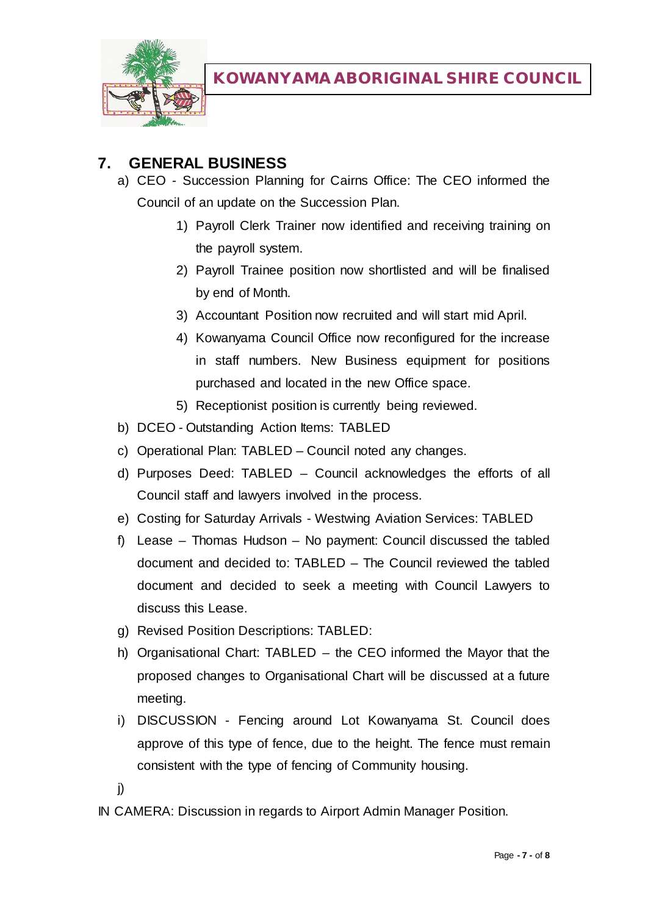## 7. GENERAL BUSINESS

a) CEO - Succession Planning for Cairns Office: The CEO informed the Council of an update on the Succession Plan.

   1) Payroll Clerk Trainer now identified and receiving training on the payroll system.
   2) Payroll Trainee position now shortlisted and will be finalised by end of Month.
   3) Accountant Position now recruited and will start mid April.
   4) Kowanyama Council Office now reconfigured for the increase in staff numbers. New Business equipment for positions purchased and located in the new Office space.
   5) Receptionist position is currently being reviewed.

b) DCEO - Outstanding Action Items: TABLED

c) Operational Plan: TABLED – Council noted any changes.

d) Purposes Deed: TABLED – Council acknowledges the efforts of all Council staff and lawyers involved in the process.

e) Costing for Saturday Arrivals - Westwing Aviation Services: TABLED

f) Lease – Thomas Hudson – No payment: Council discussed the tabled document and decided to: TABLED – The Council reviewed the tabled document and decided to seek a meeting with Council Lawyers to discuss this Lease.

g) Revised Position Descriptions: TABLED:

h) Organisational Chart: TABLED – the CEO informed the Mayor that the proposed changes to Organisational Chart will be discussed at a future meeting.

i) DISCUSSION - Fencing around Lot Kowanyama St. Council does approve of this type of fence, due to the height. The fence must remain consistent with the type of fencing of Community housing.

j)

IN CAMERA: Discussion in regards to Airport Admin Manager Position.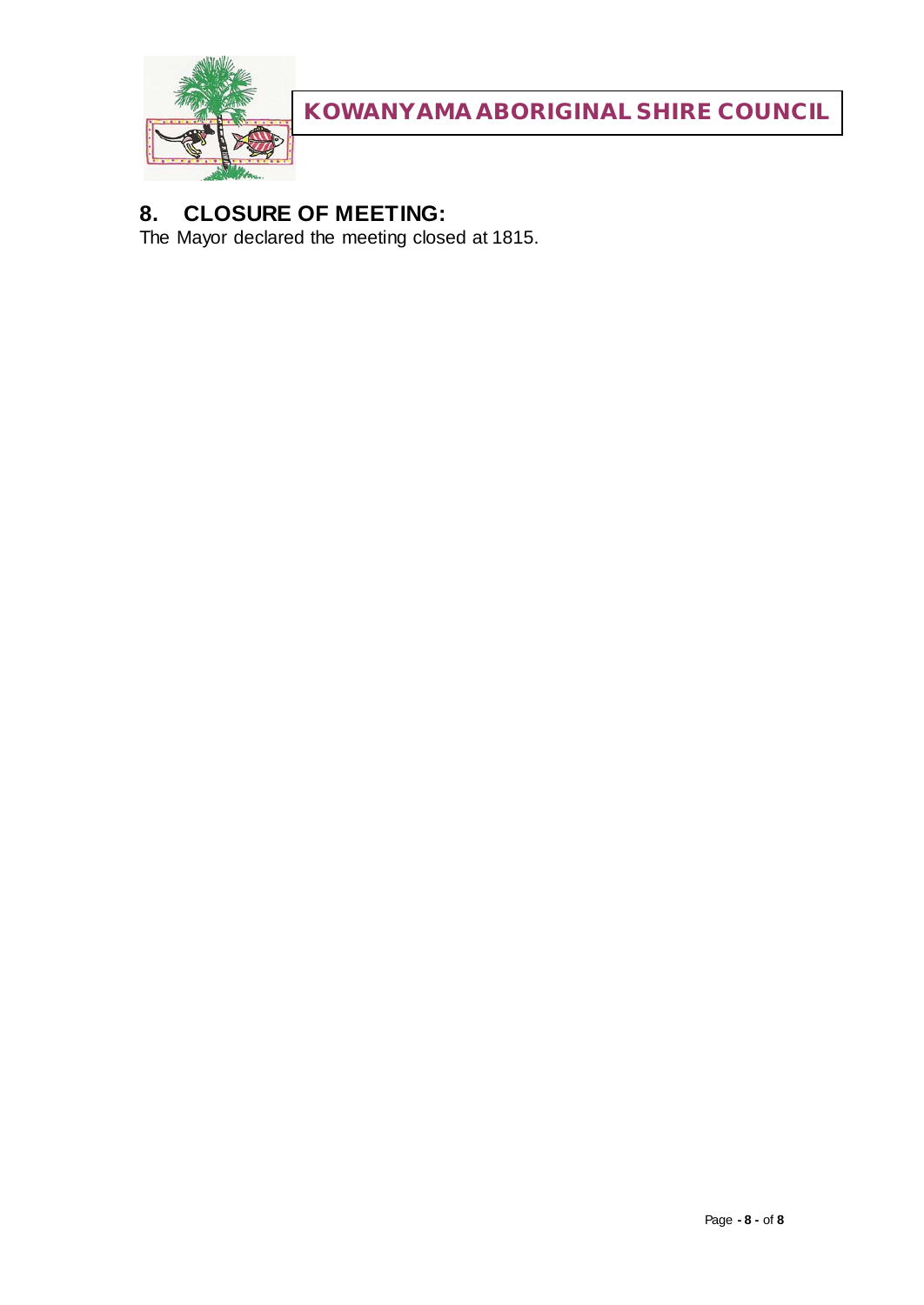## 8. CLOSURE OF MEETING:

The Mayor declared the meeting closed at 1815.